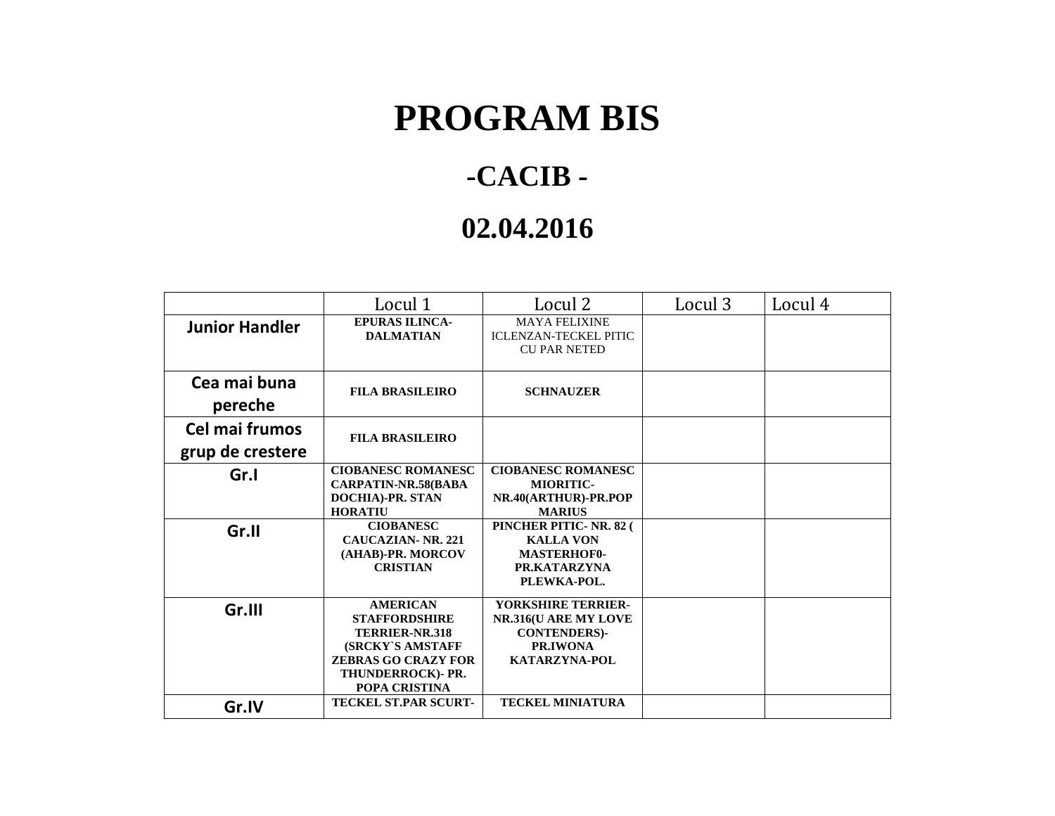# PROGRAM BIS

## -CACIB -

## 02.04.2016

| | Locul 1 | Locul 2 | Locul 3 | Locul 4 |
|---|---|---|---|---|
| **Junior Handler** | **EPURAS ILINCA-DALMATIAN** | MAYA FELIXINE ICLENZAN-TECKEL PITIC CU PAR NETED | | |
| **Cea mai buna pereche** | **FILA BRASILEIRO** | **SCHNAUZER** | | |
| **Cel mai frumos grup de crestere** | **FILA BRASILEIRO** | | | |
| **Gr.I** | **CIOBANESC ROMANESC CARPATIN-NR.58(BABA DOCHIA)-PR. STAN HORATIU** | **CIOBANESC ROMANESC MIORITIC-NR.40(ARTHUR)-PR.POP MARIUS** | | |
| **Gr.II** | **CIOBANESC CAUCAZIAN- NR. 221 (AHAB)-PR. MORCOV CRISTIAN** | **PINCHER PITIC- NR. 82 ( KALLA VON MASTERHOF0-PR.KATARZYNA PLEWKA-POL.** | | |
| **Gr.III** | **AMERICAN STAFFORDSHIRE TERRIER-NR.318 (SRCKY`S AMSTAFF ZEBRAS GO CRAZY FOR THUNDERROCK)- PR. POPA CRISTINA** | **YORKSHIRE TERRIER-NR.316(U ARE MY LOVE CONTENDERS)-PR.IWONA KATARZYNA-POL** | | |
| **Gr.IV** | **TECKEL ST.PAR SCURT-** | **TECKEL MINIATURA** | | |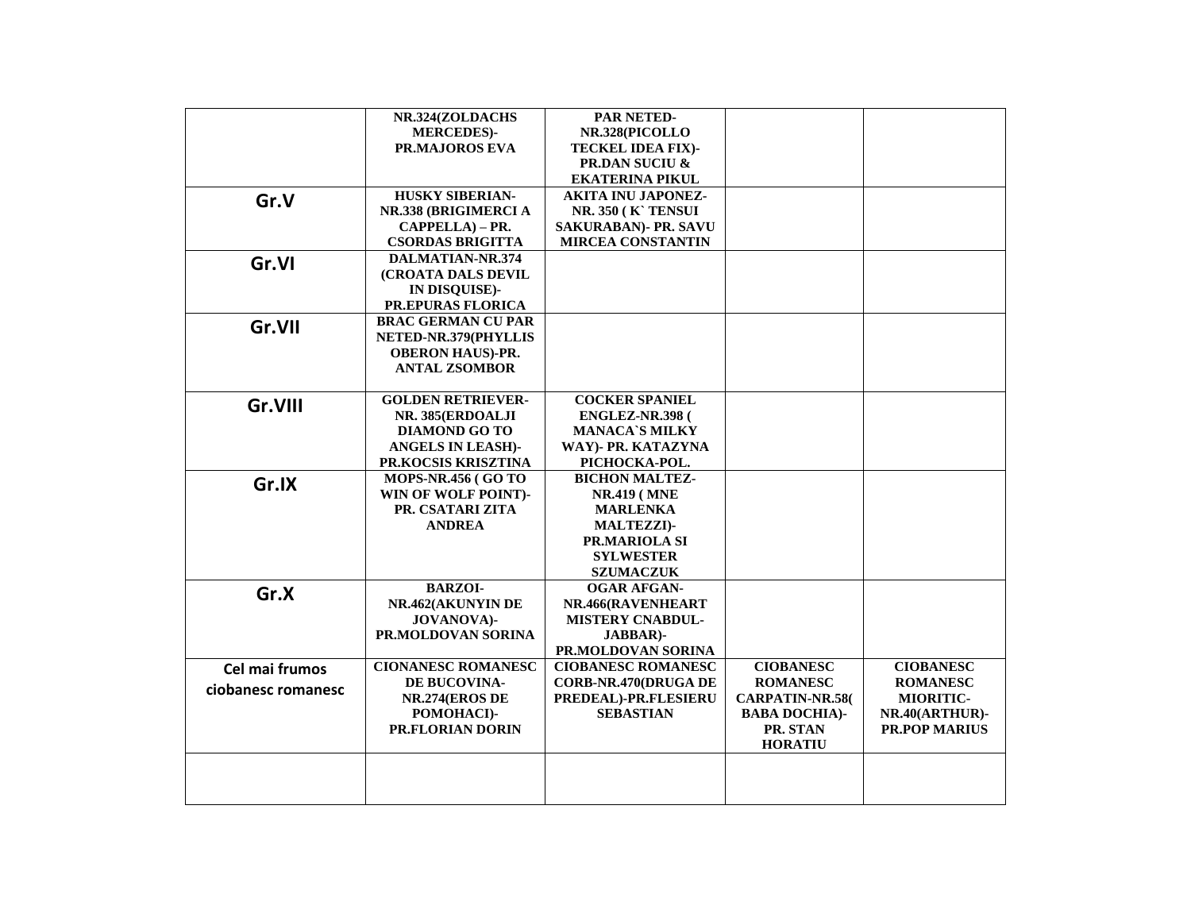| | | | | |
|---|---|---|---|---|
| | NR.324(ZOLDACHS MERCEDES)- PR.MAJOROS EVA | PAR NETED- NR.328(PICOLLO TECKEL IDEA FIX)- PR.DAN SUCIU & EKATERINA PIKUL | | |
| **Gr.V** | HUSKY SIBERIAN- NR.338 (BRIGIMERCI A CAPPELLA) – PR. CSORDAS BRIGITTA | AKITA INU JAPONEZ- NR. 350 ( K` TENSUI SAKURABAN)- PR. SAVU MIRCEA CONSTANTIN | | |
| **Gr.VI** | DALMATIAN-NR.374 (CROATA DALS DEVIL IN DISQUISE)- PR.EPURAS FLORICA | | | |
| **Gr.VII** | BRAC GERMAN CU PAR NETED-NR.379(PHYLLIS OBERON HAUS)-PR. ANTAL ZSOMBOR | | | |
| **Gr.VIII** | GOLDEN RETRIEVER- NR. 385(ERDOALJI DIAMOND GO TO ANGELS IN LEASH)- PR.KOCSIS KRISZTINA | COCKER SPANIEL ENGLEZ-NR.398 ( MANACA`S MILKY WAY)- PR. KATAZYNA PICHOCKA-POL. | | |
| **Gr.IX** | MOPS-NR.456 ( GO TO WIN OF WOLF POINT)- PR. CSATARI ZITA ANDREA | BICHON MALTEZ- NR.419 ( MNE MARLENKA MALTEZZI)- PR.MARIOLA SI SYLWESTER SZUMACZUK | | |
| **Gr.X** | BARZOI- NR.462(AKUNYIN DE JOVANOVA)- PR.MOLDOVAN SORINA | OGAR AFGAN- NR.466(RAVENHEART MISTERY CNABDUL-JABBAR)- PR.MOLDOVAN SORINA | | |
| **Cel mai frumos ciobanesc romanesc** | CIONANESC ROMANESC DE BUCOVINA- NR.274(EROS DE POMOHACI)- PR.FLORIAN DORIN | CIOBANESC ROMANESC CORB-NR.470(DRUGA DE PREDEAL)-PR.FLESIERU SEBASTIAN | CIOBANESC ROMANESC CARPATIN-NR.58( BABA DOCHIA)- PR. STAN HORATIU | CIOBANESC ROMANESC MIORITIC- NR.40(ARTHUR)- PR.POP MARIUS |
| | | | | |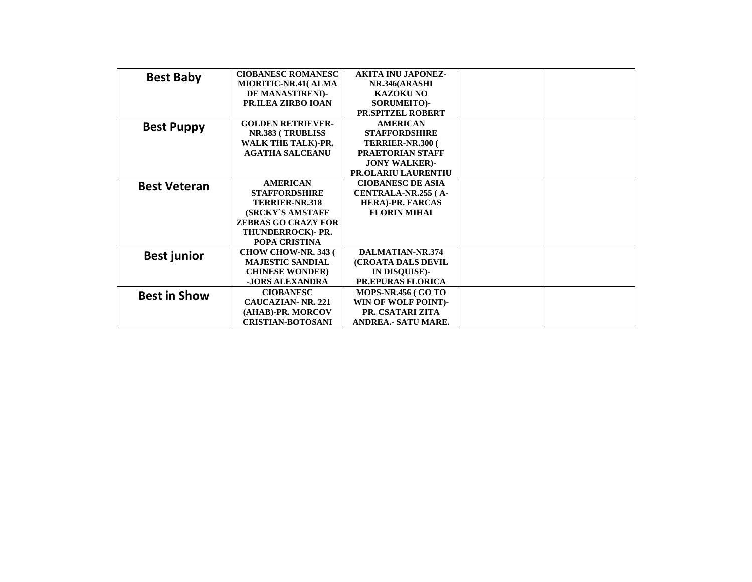| | | | | |
|---|---|---|---|---|
| **Best Baby** | **CIOBANESC ROMANESC MIORITIC-NR.41( ALMA DE MANASTIRENI)-PR.ILEA ZIRBO IOAN** | **AKITA INU JAPONEZ-NR.346(ARASHI KAZOKU NO SORUMEITO)-PR.SPITZEL ROBERT** | | |
| **Best Puppy** | **GOLDEN RETRIEVER-NR.383 ( TRUBLISS WALK THE TALK)-PR. AGATHA SALCEANU** | **AMERICAN STAFFORDSHIRE TERRIER-NR.300 ( PRAETORIAN STAFF JONY WALKER)-PR.OLARIU LAURENTIU** | | |
| **Best Veteran** | **AMERICAN STAFFORDSHIRE TERRIER-NR.318 (SRCKY`S AMSTAFF ZEBRAS GO CRAZY FOR THUNDERROCK)- PR. POPA CRISTINA** | **CIOBANESC DE ASIA CENTRALA-NR.255 ( A-HERA)-PR. FARCAS FLORIN MIHAI** | | |
| **Best junior** | **CHOW CHOW-NR. 343 ( MAJESTIC SANDIAL CHINESE WONDER) -JORS ALEXANDRA** | **DALMATIAN-NR.374 (CROATA DALS DEVIL IN DISQUISE)-PR.EPURAS FLORICA** | | |
| **Best in Show** | **CIOBANESC CAUCAZIAN- NR. 221 (AHAB)-PR. MORCOV CRISTIAN-BOTOSANI** | **MOPS-NR.456 ( GO TO WIN OF WOLF POINT)-PR. CSATARI ZITA ANDREA.- SATU MARE.** | | |